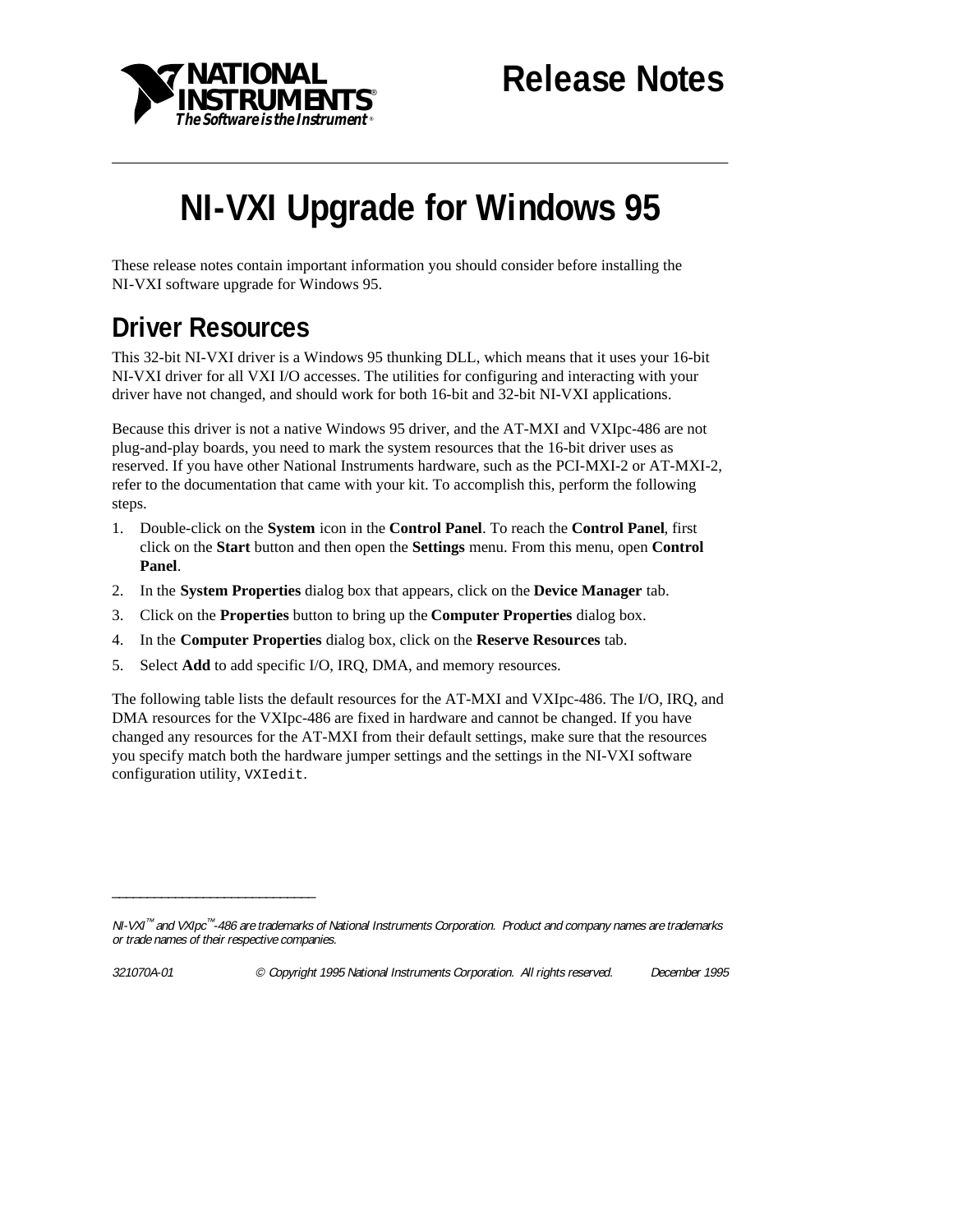Release Notes

# NI-VXI Upgrade for Windows 95

These release notes contain important information you should consider before installing the NI-VXI software upgrade for Windows 95.

## Driver Resources

This 32-bit NI-VXI driver is a Windows 95 thunking DLL, which means that it uses your 16-bit NI-VXI driver for all VXI I/O accesses. The utilities for configuring and interacting with your driver have not changed, and should work for both 16-bit and 32-bit NI-VXI applications.

Because this driver is not a native Windows 95 driver, and the AT-MXI and VXIpc-486 are not plug-and-play boards, you need to mark the system resources that the 16-bit driver uses as reserved. If you have other National Instruments hardware, such as the PCI-MXI-2 or AT-MXI-2, refer to the documentation that came with your kit. To accomplish this, perform the following steps.

1. Double-click on the **System** icon in the **Control Panel**. To reach the **Control Panel**, first click on the **Start** button and then open the **Settings** menu. From this menu, open **Control Panel**.
2. In the **System Properties** dialog box that appears, click on the **Device Manager** tab.
3. Click on the **Properties** button to bring up the **Computer Properties** dialog box.
4. In the **Computer Properties** dialog box, click on the **Reserve Resources** tab.
5. Select **Add** to add specific I/O, IRQ, DMA, and memory resources.

The following table lists the default resources for the AT-MXI and VXIpc-486. The I/O, IRQ, and DMA resources for the VXIpc-486 are fixed in hardware and cannot be changed. If you have changed any resources for the AT-MXI from their default settings, make sure that the resources you specify match both the hardware jumper settings and the settings in the NI-VXI software configuration utility, `VXIedit`.

---

*NI-VXI™ and VXIpc™-486 are trademarks of National Instruments Corporation. Product and company names are trademarks or trade names of their respective companies.*

*321070A-01 © Copyright 1995 National Instruments Corporation. All rights reserved. December 1995*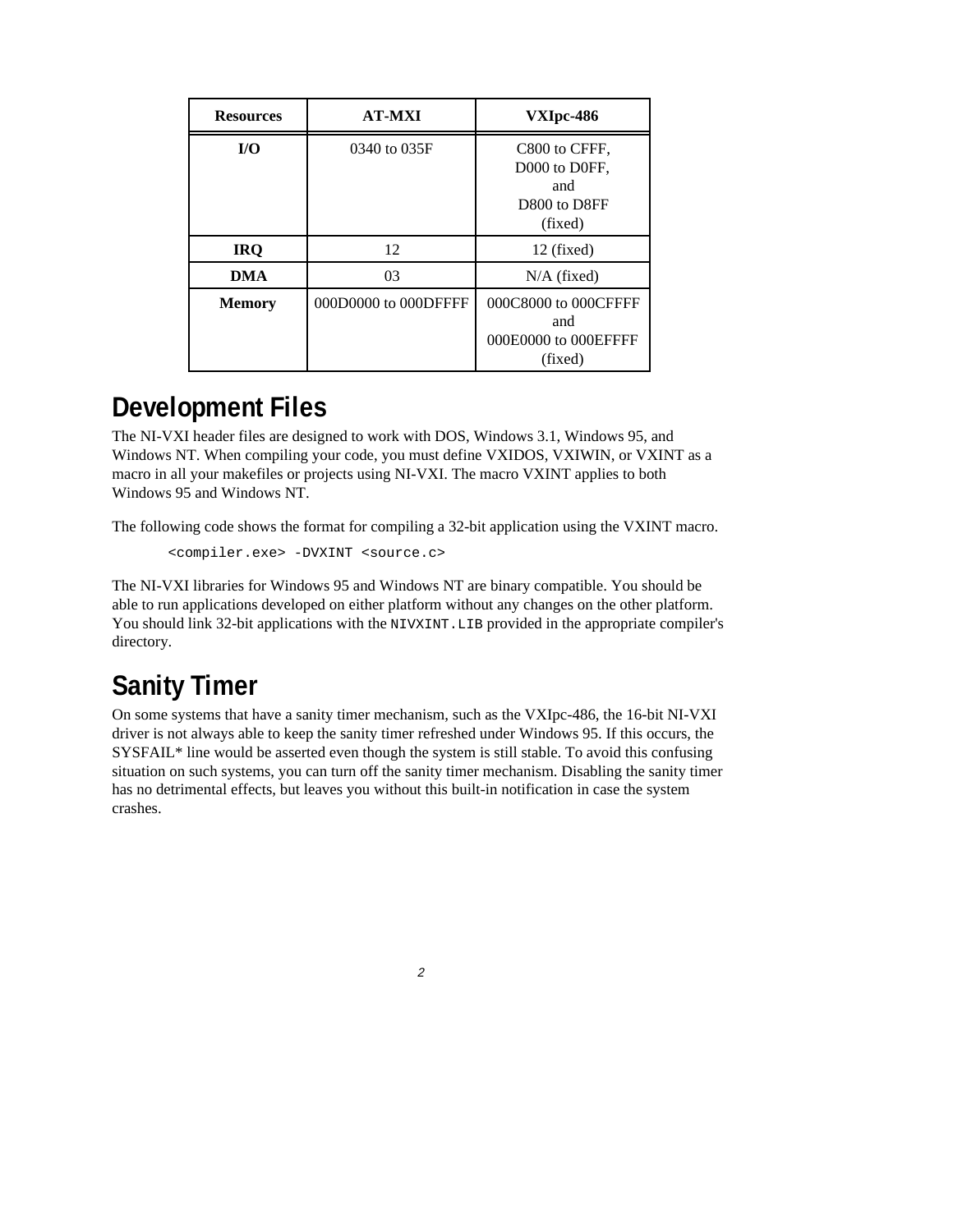| **Resources** | **AT-MXI** | **VXIpc-486** |
|---|---|---|
| **I/O** | 0340 to 035F | C800 to CFFF, D000 to D0FF, and D800 to D8FF (fixed) |
| **IRQ** | 12 | 12 (fixed) |
| **DMA** | 03 | N/A (fixed) |
| **Memory** | 000D0000 to 000DFFFF | 000C8000 to 000CFFFF and 000E0000 to 000EFFFF (fixed) |

## Development Files

The NI-VXI header files are designed to work with DOS, Windows 3.1, Windows 95, and Windows NT. When compiling your code, you must define VXIDOS, VXIWIN, or VXINT as a macro in all your makefiles or projects using NI-VXI. The macro VXINT applies to both Windows 95 and Windows NT.

The following code shows the format for compiling a 32-bit application using the VXINT macro.

```
<compiler.exe> -DVXINT <source.c>
```

The NI-VXI libraries for Windows 95 and Windows NT are binary compatible. You should be able to run applications developed on either platform without any changes on the other platform. You should link 32-bit applications with the `NIVXINT.LIB` provided in the appropriate compiler's directory.

## Sanity Timer

On some systems that have a sanity timer mechanism, such as the VXIpc-486, the 16-bit NI-VXI driver is not always able to keep the sanity timer refreshed under Windows 95. If this occurs, the SYSFAIL* line would be asserted even though the system is still stable. To avoid this confusing situation on such systems, you can turn off the sanity timer mechanism. Disabling the sanity timer has no detrimental effects, but leaves you without this built-in notification in case the system crashes.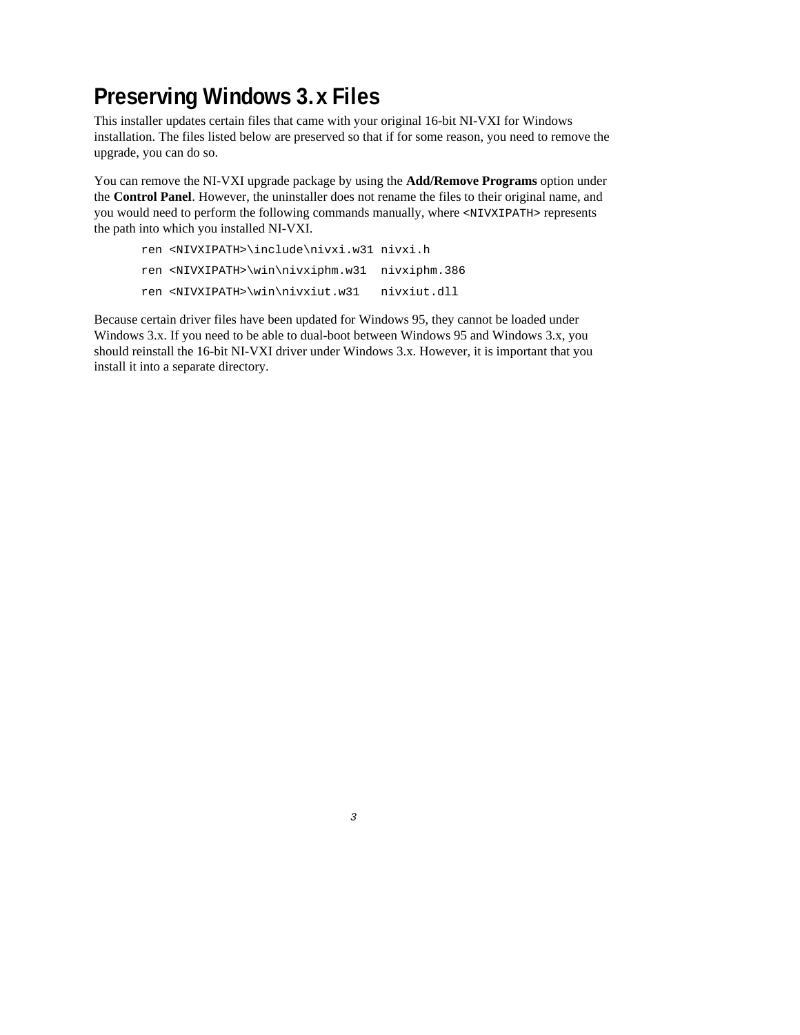# Preserving Windows 3.x Files

This installer updates certain files that came with your original 16-bit NI-VXI for Windows installation. The files listed below are preserved so that if for some reason, you need to remove the upgrade, you can do so.

You can remove the NI-VXI upgrade package by using the **Add/Remove Programs** option under the **Control Panel**. However, the uninstaller does not rename the files to their original name, and you would need to perform the following commands manually, where `<NIVXIPATH>` represents the path into which you installed NI-VXI.

```
ren <NIVXIPATH>\include\nivxi.w31 nivxi.h
ren <NIVXIPATH>\win\nivxiphm.w31  nivxiphm.386
ren <NIVXIPATH>\win\nivxiut.w31   nivxiut.dll
```

Because certain driver files have been updated for Windows 95, they cannot be loaded under Windows 3.x. If you need to be able to dual-boot between Windows 95 and Windows 3.x, you should reinstall the 16-bit NI-VXI driver under Windows 3.x. However, it is important that you install it into a separate directory.